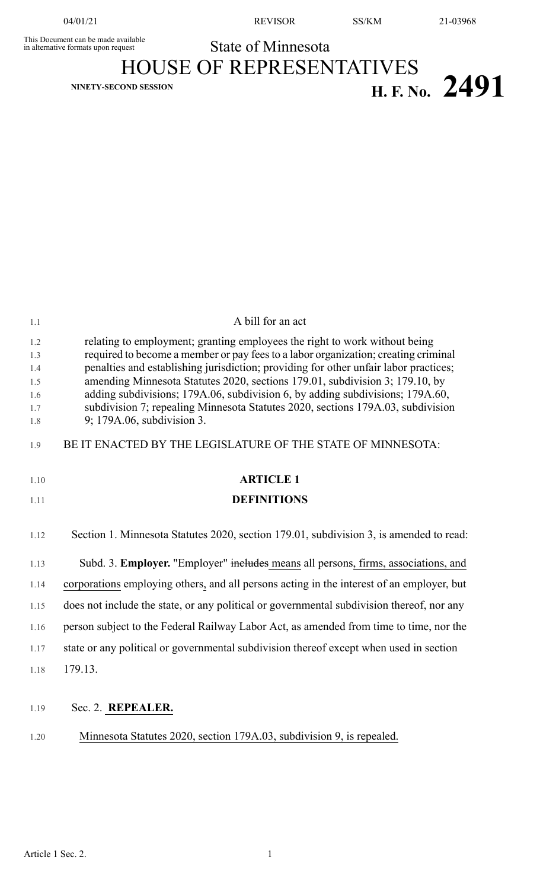This Document can be made available in alternative formats upon request

State of Minnesota

# HOUSE OF REPRESENTATIVES

**NINETY-SECOND SESSION**

# H. F. No. 2491

A bill for an act

relating to employment; granting employees the right to work without being required to become a member or pay fees to a labor organization; creating criminal penalties and establishing jurisdiction; providing for other unfair labor practices; amending Minnesota Statutes 2020, sections 179.01, subdivision 3; 179.10, by adding subdivisions; 179A.06, subdivision 6, by adding subdivisions; 179A.60, subdivision 7; repealing Minnesota Statutes 2020, sections 179A.03, subdivision 9; 179A.06, subdivision 3.

BE IT ENACTED BY THE LEGISLATURE OF THE STATE OF MINNESOTA:

## ARTICLE 1

## DEFINITIONS

Section 1. Minnesota Statutes 2020, section 179.01, subdivision 3, is amended to read:

Subd. 3. **Employer.** "Employer" ~~includes~~ means all persons, firms, associations, and corporations employing others, and all persons acting in the interest of an employer, but does not include the state, or any political or governmental subdivision thereof, nor any person subject to the Federal Railway Labor Act, as amended from time to time, nor the state or any political or governmental subdivision thereof except when used in section 179.13.

Sec. 2. **REPEALER.**

Minnesota Statutes 2020, section 179A.03, subdivision 9, is repealed.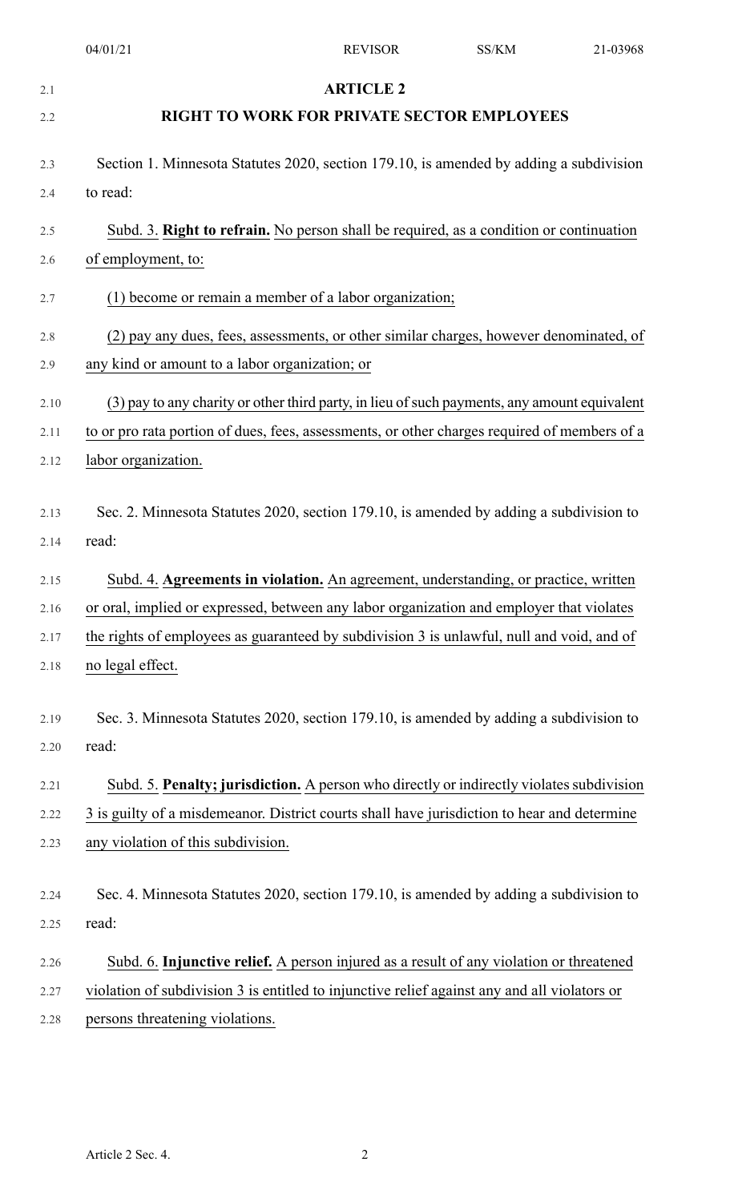## ARTICLE 2

## RIGHT TO WORK FOR PRIVATE SECTOR EMPLOYEES

Section 1. Minnesota Statutes 2020, section 179.10, is amended by adding a subdivision to read:

Subd. 3. **Right to refrain.** No person shall be required, as a condition or continuation of employment, to:

(1) become or remain a member of a labor organization;

(2) pay any dues, fees, assessments, or other similar charges, however denominated, of any kind or amount to a labor organization; or

(3) pay to any charity or other third party, in lieu of such payments, any amount equivalent to or pro rata portion of dues, fees, assessments, or other charges required of members of a labor organization.

Sec. 2. Minnesota Statutes 2020, section 179.10, is amended by adding a subdivision to read:

Subd. 4. **Agreements in violation.** An agreement, understanding, or practice, written or oral, implied or expressed, between any labor organization and employer that violates the rights of employees as guaranteed by subdivision 3 is unlawful, null and void, and of no legal effect.

Sec. 3. Minnesota Statutes 2020, section 179.10, is amended by adding a subdivision to read:

Subd. 5. **Penalty; jurisdiction.** A person who directly or indirectly violates subdivision 3 is guilty of a misdemeanor. District courts shall have jurisdiction to hear and determine any violation of this subdivision.

Sec. 4. Minnesota Statutes 2020, section 179.10, is amended by adding a subdivision to read:

Subd. 6. **Injunctive relief.** A person injured as a result of any violation or threatened violation of subdivision 3 is entitled to injunctive relief against any and all violators or persons threatening violations.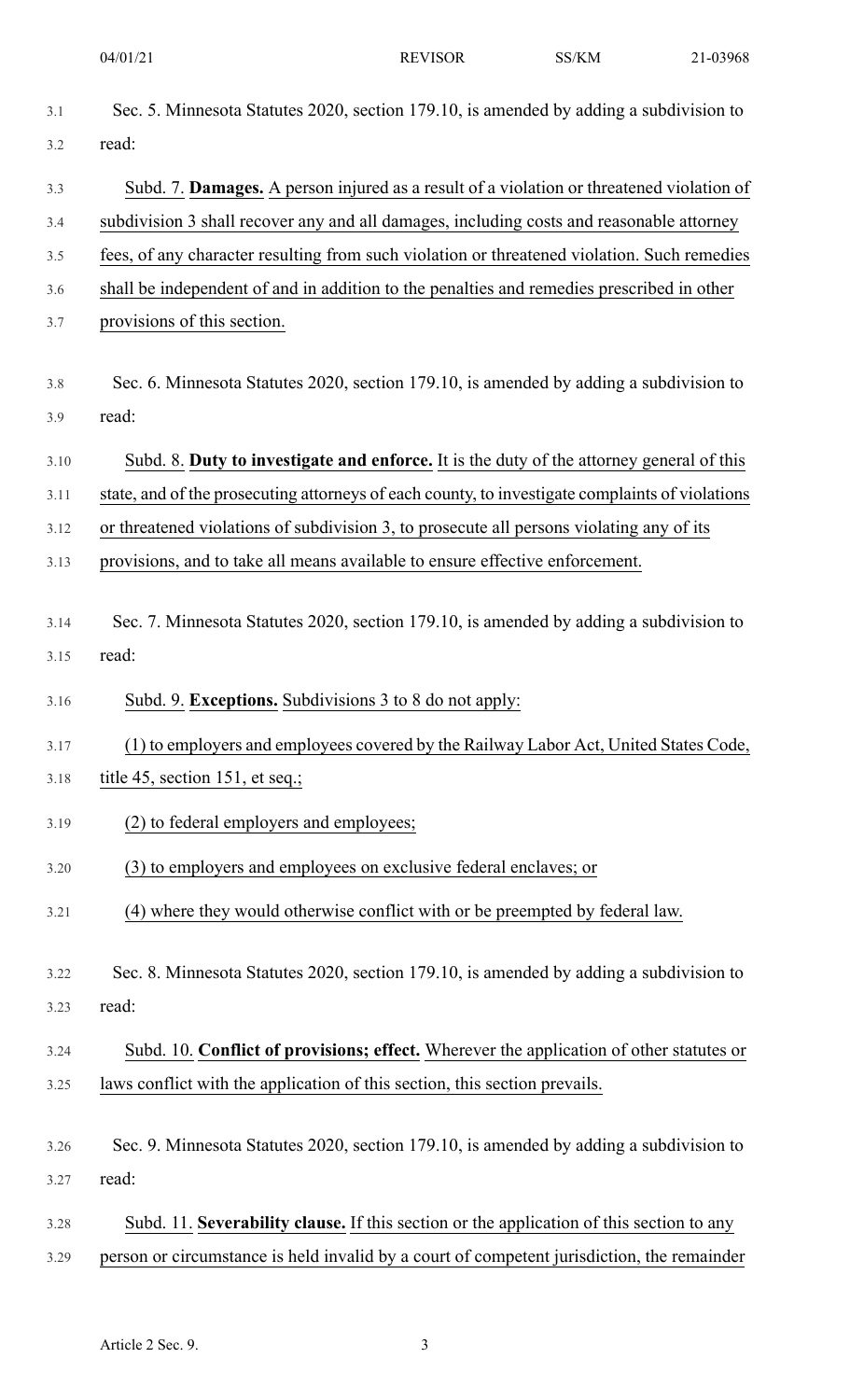Sec. 5. Minnesota Statutes 2020, section 179.10, is amended by adding a subdivision to read:

Subd. 7. **Damages.** A person injured as a result of a violation or threatened violation of subdivision 3 shall recover any and all damages, including costs and reasonable attorney fees, of any character resulting from such violation or threatened violation. Such remedies shall be independent of and in addition to the penalties and remedies prescribed in other provisions of this section.

Sec. 6. Minnesota Statutes 2020, section 179.10, is amended by adding a subdivision to read:

Subd. 8. **Duty to investigate and enforce.** It is the duty of the attorney general of this state, and of the prosecuting attorneys of each county, to investigate complaints of violations or threatened violations of subdivision 3, to prosecute all persons violating any of its provisions, and to take all means available to ensure effective enforcement.

Sec. 7. Minnesota Statutes 2020, section 179.10, is amended by adding a subdivision to read:

Subd. 9. **Exceptions.** Subdivisions 3 to 8 do not apply:

(1) to employers and employees covered by the Railway Labor Act, United States Code, title 45, section 151, et seq.;

(2) to federal employers and employees;

(3) to employers and employees on exclusive federal enclaves; or

(4) where they would otherwise conflict with or be preempted by federal law.

Sec. 8. Minnesota Statutes 2020, section 179.10, is amended by adding a subdivision to read:

Subd. 10. **Conflict of provisions; effect.** Wherever the application of other statutes or laws conflict with the application of this section, this section prevails.

Sec. 9. Minnesota Statutes 2020, section 179.10, is amended by adding a subdivision to read:

Subd. 11. **Severability clause.** If this section or the application of this section to any person or circumstance is held invalid by a court of competent jurisdiction, the remainder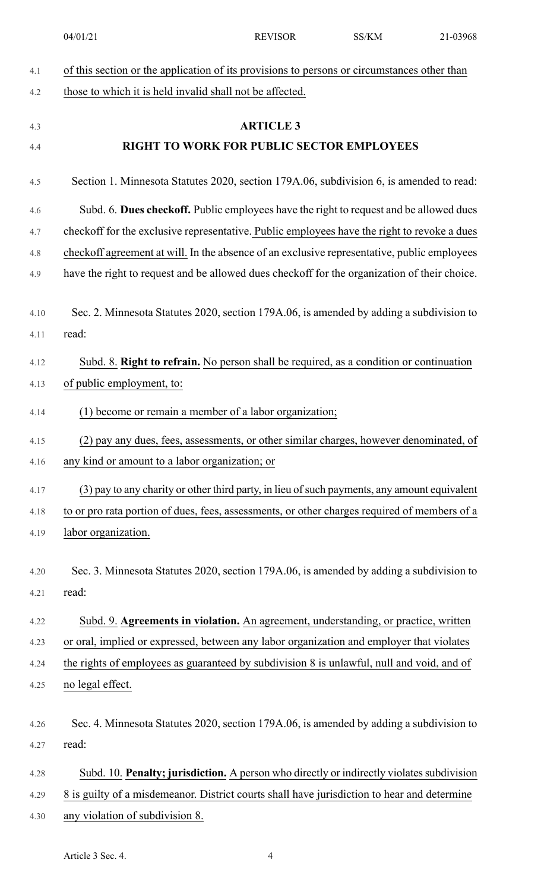of this section or the application of its provisions to persons or circumstances other than those to which it is held invalid shall not be affected.

## ARTICLE 3

## RIGHT TO WORK FOR PUBLIC SECTOR EMPLOYEES

Section 1. Minnesota Statutes 2020, section 179A.06, subdivision 6, is amended to read:

Subd. 6. **Dues checkoff.** Public employees have the right to request and be allowed dues checkoff for the exclusive representative. Public employees have the right to revoke a dues checkoff agreement at will. In the absence of an exclusive representative, public employees have the right to request and be allowed dues checkoff for the organization of their choice.

Sec. 2. Minnesota Statutes 2020, section 179A.06, is amended by adding a subdivision to read:

Subd. 8. **Right to refrain.** No person shall be required, as a condition or continuation of public employment, to:

(1) become or remain a member of a labor organization;

(2) pay any dues, fees, assessments, or other similar charges, however denominated, of any kind or amount to a labor organization; or

(3) pay to any charity or other third party, in lieu of such payments, any amount equivalent to or pro rata portion of dues, fees, assessments, or other charges required of members of a labor organization.

Sec. 3. Minnesota Statutes 2020, section 179A.06, is amended by adding a subdivision to read:

Subd. 9. **Agreements in violation.** An agreement, understanding, or practice, written or oral, implied or expressed, between any labor organization and employer that violates the rights of employees as guaranteed by subdivision 8 is unlawful, null and void, and of no legal effect.

Sec. 4. Minnesota Statutes 2020, section 179A.06, is amended by adding a subdivision to read:

Subd. 10. **Penalty; jurisdiction.** A person who directly or indirectly violates subdivision 8 is guilty of a misdemeanor. District courts shall have jurisdiction to hear and determine any violation of subdivision 8.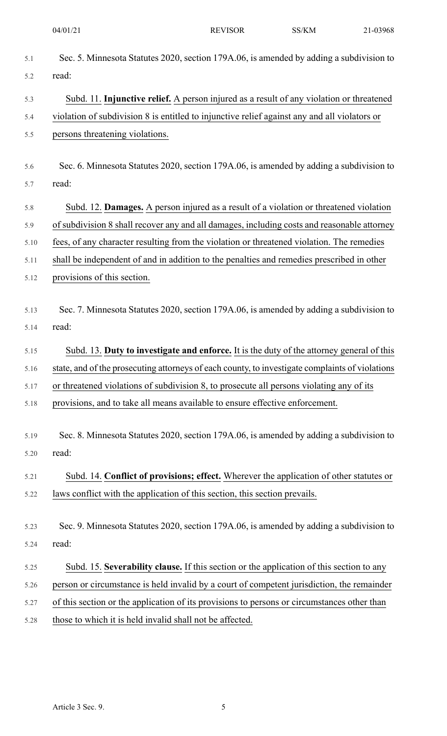Sec. 5. Minnesota Statutes 2020, section 179A.06, is amended by adding a subdivision to read:

Subd. 11. **Injunctive relief.** A person injured as a result of any violation or threatened violation of subdivision 8 is entitled to injunctive relief against any and all violators or persons threatening violations.

Sec. 6. Minnesota Statutes 2020, section 179A.06, is amended by adding a subdivision to read:

Subd. 12. **Damages.** A person injured as a result of a violation or threatened violation of subdivision 8 shall recover any and all damages, including costs and reasonable attorney fees, of any character resulting from the violation or threatened violation. The remedies shall be independent of and in addition to the penalties and remedies prescribed in other provisions of this section.

Sec. 7. Minnesota Statutes 2020, section 179A.06, is amended by adding a subdivision to read:

Subd. 13. **Duty to investigate and enforce.** It is the duty of the attorney general of this state, and of the prosecuting attorneys of each county, to investigate complaints of violations or threatened violations of subdivision 8, to prosecute all persons violating any of its provisions, and to take all means available to ensure effective enforcement.

Sec. 8. Minnesota Statutes 2020, section 179A.06, is amended by adding a subdivision to read:

Subd. 14. **Conflict of provisions; effect.** Wherever the application of other statutes or laws conflict with the application of this section, this section prevails.

Sec. 9. Minnesota Statutes 2020, section 179A.06, is amended by adding a subdivision to read:

Subd. 15. **Severability clause.** If this section or the application of this section to any person or circumstance is held invalid by a court of competent jurisdiction, the remainder of this section or the application of its provisions to persons or circumstances other than those to which it is held invalid shall not be affected.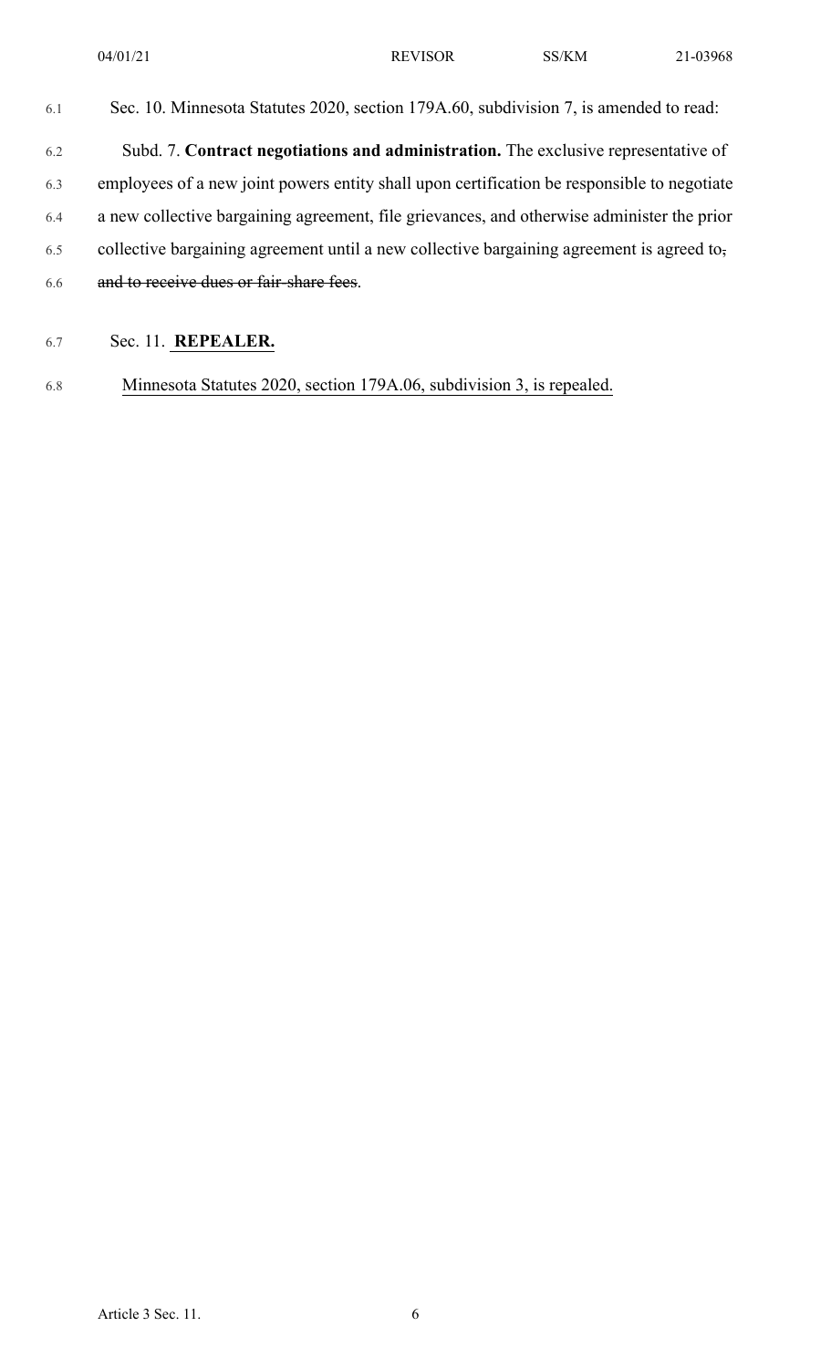Sec. 10. Minnesota Statutes 2020, section 179A.60, subdivision 7, is amended to read:

Subd. 7. **Contract negotiations and administration.** The exclusive representative of employees of a new joint powers entity shall upon certification be responsible to negotiate a new collective bargaining agreement, file grievances, and otherwise administer the prior collective bargaining agreement until a new collective bargaining agreement is agreed to~~, and to receive dues or fair-share fees~~.

Sec. 11. <u>**REPEALER.**</u>

<u>Minnesota Statutes 2020, section 179A.06, subdivision 3, is repealed.</u>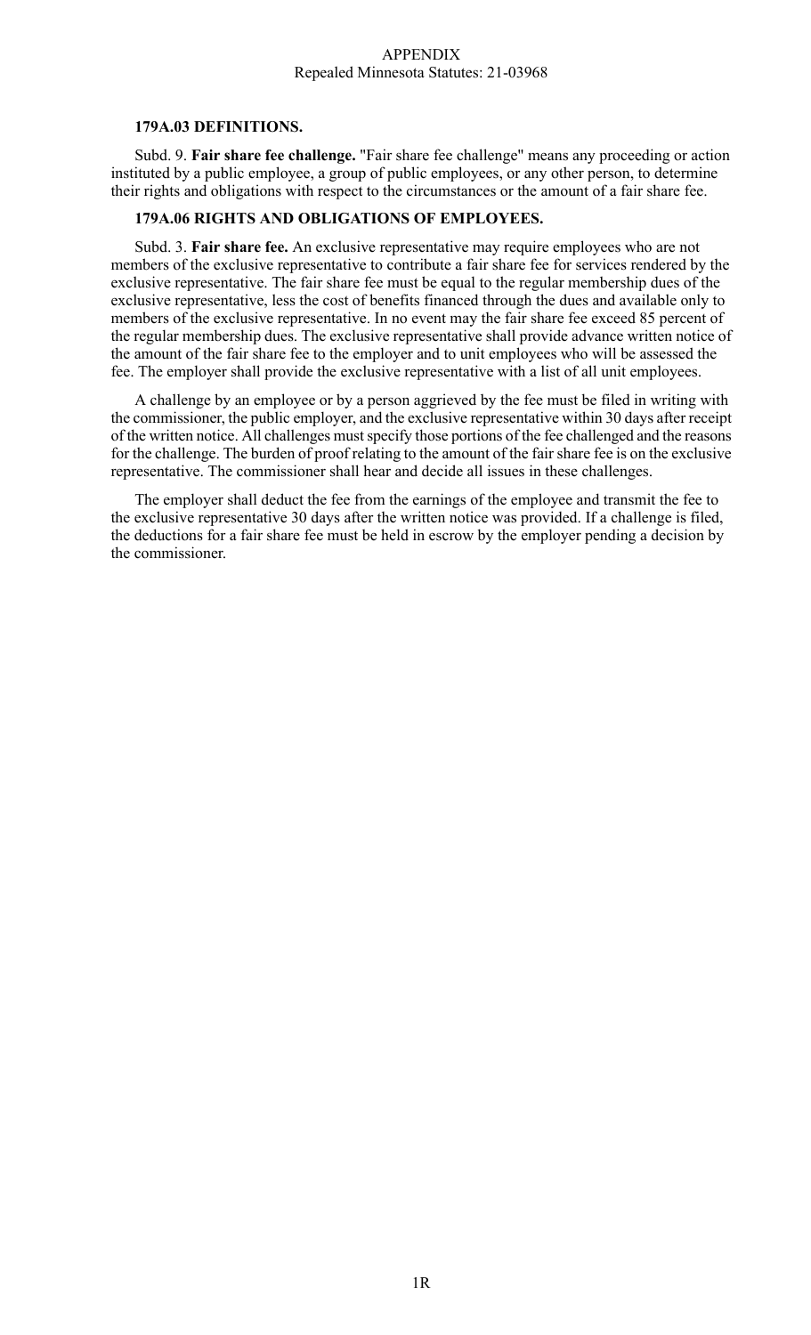APPENDIX
Repealed Minnesota Statutes: 21-03968

**179A.03 DEFINITIONS.**

Subd. 9. **Fair share fee challenge.** "Fair share fee challenge" means any proceeding or action instituted by a public employee, a group of public employees, or any other person, to determine their rights and obligations with respect to the circumstances or the amount of a fair share fee.

**179A.06 RIGHTS AND OBLIGATIONS OF EMPLOYEES.**

Subd. 3. **Fair share fee.** An exclusive representative may require employees who are not members of the exclusive representative to contribute a fair share fee for services rendered by the exclusive representative. The fair share fee must be equal to the regular membership dues of the exclusive representative, less the cost of benefits financed through the dues and available only to members of the exclusive representative. In no event may the fair share fee exceed 85 percent of the regular membership dues. The exclusive representative shall provide advance written notice of the amount of the fair share fee to the employer and to unit employees who will be assessed the fee. The employer shall provide the exclusive representative with a list of all unit employees.

A challenge by an employee or by a person aggrieved by the fee must be filed in writing with the commissioner, the public employer, and the exclusive representative within 30 days after receipt of the written notice. All challenges must specify those portions of the fee challenged and the reasons for the challenge. The burden of proof relating to the amount of the fair share fee is on the exclusive representative. The commissioner shall hear and decide all issues in these challenges.

The employer shall deduct the fee from the earnings of the employee and transmit the fee to the exclusive representative 30 days after the written notice was provided. If a challenge is filed, the deductions for a fair share fee must be held in escrow by the employer pending a decision by the commissioner.